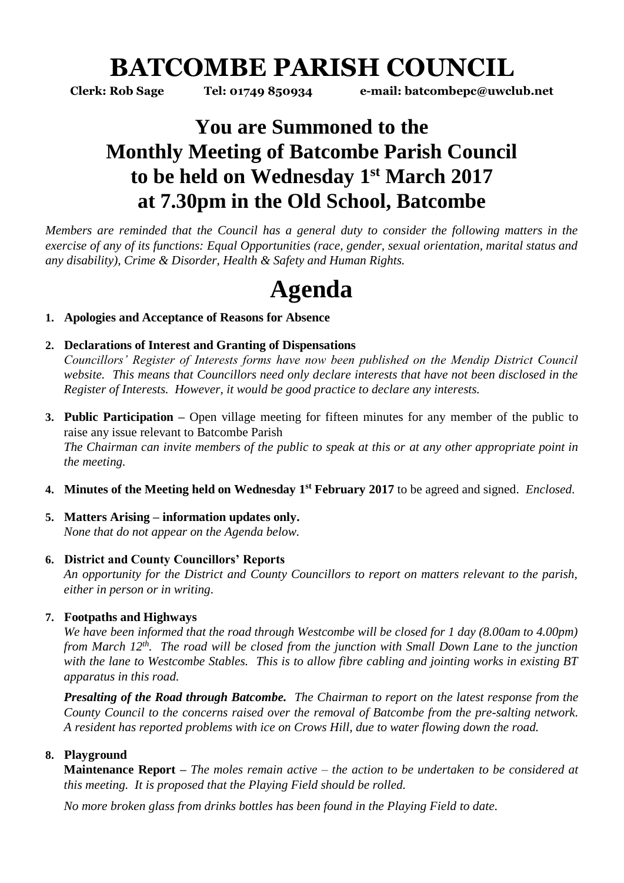# BATCOMBE PARISH COUNCIL

**Clerk: Rob Sage** **Tel: 01749 850934** **e-mail: batcombepc@uwclub.net**

## You are Summoned to the Monthly Meeting of Batcombe Parish Council to be held on Wednesday 1st March 2017 at 7.30pm in the Old School, Batcombe

*Members are reminded that the Council has a general duty to consider the following matters in the exercise of any of its functions: Equal Opportunities (race, gender, sexual orientation, marital status and any disability), Crime & Disorder, Health & Safety and Human Rights.*

# Agenda

1. **Apologies and Acceptance of Reasons for Absence**

2. **Declarations of Interest and Granting of Dispensations**
   *Councillors' Register of Interests forms have now been published on the Mendip District Council website. This means that Councillors need only declare interests that have not been disclosed in the Register of Interests. However, it would be good practice to declare any interests.*

3. **Public Participation –** Open village meeting for fifteen minutes for any member of the public to raise any issue relevant to Batcombe Parish
   *The Chairman can invite members of the public to speak at this or at any other appropriate point in the meeting.*

4. **Minutes of the Meeting held on Wednesday 1st February 2017** to be agreed and signed. *Enclosed.*

5. **Matters Arising – information updates only.**
   *None that do not appear on the Agenda below.*

6. **District and County Councillors' Reports**
   *An opportunity for the District and County Councillors to report on matters relevant to the parish, either in person or in writing.*

7. **Footpaths and Highways**
   *We have been informed that the road through Westcombe will be closed for 1 day (8.00am to 4.00pm) from March 12th. The road will be closed from the junction with Small Down Lane to the junction with the lane to Westcombe Stables. This is to allow fibre cabling and jointing works in existing BT apparatus in this road.*

   ***Presalting of the Road through Batcombe.*** *The Chairman to report on the latest response from the County Council to the concerns raised over the removal of Batcombe from the pre-salting network. A resident has reported problems with ice on Crows Hill, due to water flowing down the road.*

8. **Playground**
   **Maintenance Report –** *The moles remain active – the action to be undertaken to be considered at this meeting. It is proposed that the Playing Field should be rolled.*

   *No more broken glass from drinks bottles has been found in the Playing Field to date.*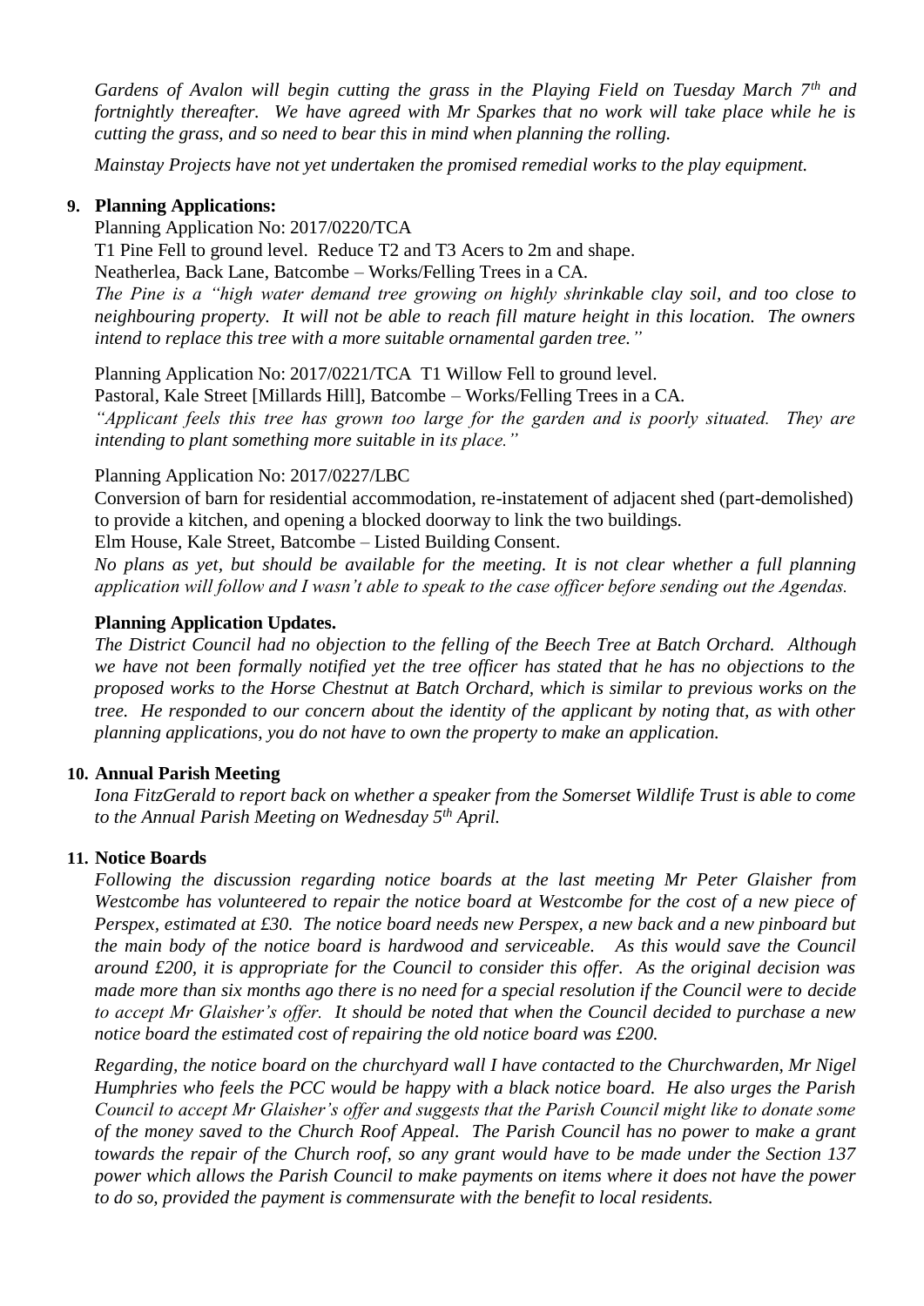*Gardens of Avalon will begin cutting the grass in the Playing Field on Tuesday March 7th and fortnightly thereafter. We have agreed with Mr Sparkes that no work will take place while he is cutting the grass, and so need to bear this in mind when planning the rolling.*

*Mainstay Projects have not yet undertaken the promised remedial works to the play equipment.*

**9. Planning Applications:**

Planning Application No: 2017/0220/TCA

T1 Pine Fell to ground level. Reduce T2 and T3 Acers to 2m and shape.

Neatherlea, Back Lane, Batcombe – Works/Felling Trees in a CA.

*The Pine is a "high water demand tree growing on highly shrinkable clay soil, and too close to neighbouring property. It will not be able to reach fill mature height in this location. The owners intend to replace this tree with a more suitable ornamental garden tree."*

Planning Application No: 2017/0221/TCA T1 Willow Fell to ground level.

Pastoral, Kale Street [Millards Hill], Batcombe – Works/Felling Trees in a CA.

*"Applicant feels this tree has grown too large for the garden and is poorly situated. They are intending to plant something more suitable in its place."*

Planning Application No: 2017/0227/LBC

Conversion of barn for residential accommodation, re-instatement of adjacent shed (part-demolished) to provide a kitchen, and opening a blocked doorway to link the two buildings.

Elm House, Kale Street, Batcombe – Listed Building Consent.

*No plans as yet, but should be available for the meeting. It is not clear whether a full planning application will follow and I wasn't able to speak to the case officer before sending out the Agendas.*

**Planning Application Updates.**

*The District Council had no objection to the felling of the Beech Tree at Batch Orchard. Although we have not been formally notified yet the tree officer has stated that he has no objections to the proposed works to the Horse Chestnut at Batch Orchard, which is similar to previous works on the tree. He responded to our concern about the identity of the applicant by noting that, as with other planning applications, you do not have to own the property to make an application.*

**10. Annual Parish Meeting**

*Iona FitzGerald to report back on whether a speaker from the Somerset Wildlife Trust is able to come to the Annual Parish Meeting on Wednesday 5th April.*

**11. Notice Boards**

*Following the discussion regarding notice boards at the last meeting Mr Peter Glaisher from Westcombe has volunteered to repair the notice board at Westcombe for the cost of a new piece of Perspex, estimated at £30. The notice board needs new Perspex, a new back and a new pinboard but the main body of the notice board is hardwood and serviceable. As this would save the Council around £200, it is appropriate for the Council to consider this offer. As the original decision was made more than six months ago there is no need for a special resolution if the Council were to decide to accept Mr Glaisher's offer. It should be noted that when the Council decided to purchase a new notice board the estimated cost of repairing the old notice board was £200.*

*Regarding, the notice board on the churchyard wall I have contacted to the Churchwarden, Mr Nigel Humphries who feels the PCC would be happy with a black notice board. He also urges the Parish Council to accept Mr Glaisher's offer and suggests that the Parish Council might like to donate some of the money saved to the Church Roof Appeal. The Parish Council has no power to make a grant towards the repair of the Church roof, so any grant would have to be made under the Section 137 power which allows the Parish Council to make payments on items where it does not have the power to do so, provided the payment is commensurate with the benefit to local residents.*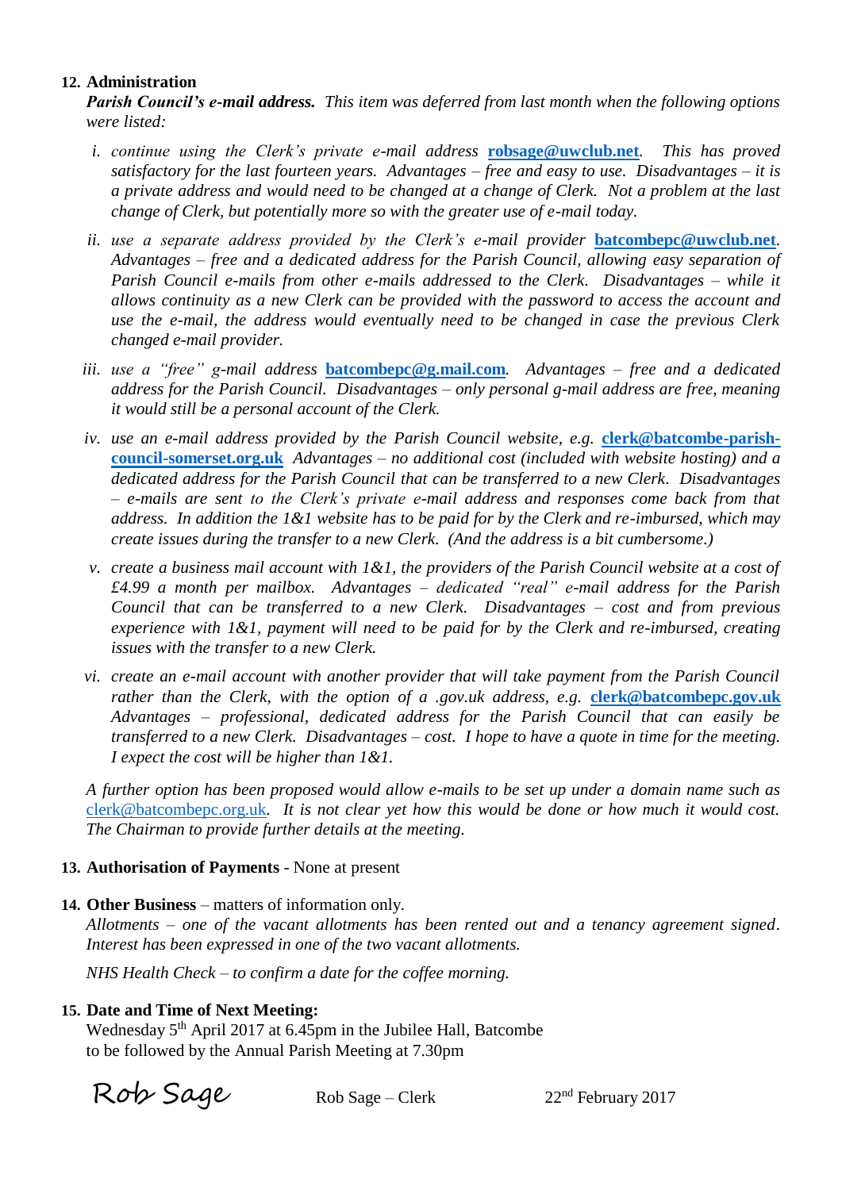**12. Administration**

***Parish Council's e-mail address.*** *This item was deferred from last month when the following options were listed:*

i. *continue using the Clerk's private e-mail address* **robsage@uwclub.net**. *This has proved satisfactory for the last fourteen years. Advantages – free and easy to use. Disadvantages – it is a private address and would need to be changed at a change of Clerk. Not a problem at the last change of Clerk, but potentially more so with the greater use of e-mail today.*

ii. *use a separate address provided by the Clerk's e-mail provider* **batcombepc@uwclub.net**. *Advantages – free and a dedicated address for the Parish Council, allowing easy separation of Parish Council e-mails from other e-mails addressed to the Clerk. Disadvantages – while it allows continuity as a new Clerk can be provided with the password to access the account and use the e-mail, the address would eventually need to be changed in case the previous Clerk changed e-mail provider.*

iii. *use a "free" g-mail address* **batcombepc@g.mail.com**. *Advantages – free and a dedicated address for the Parish Council. Disadvantages – only personal g-mail address are free, meaning it would still be a personal account of the Clerk.*

iv. *use an e-mail address provided by the Parish Council website, e.g.* **clerk@batcombe-parish-council-somerset.org.uk** *Advantages – no additional cost (included with website hosting) and a dedicated address for the Parish Council that can be transferred to a new Clerk. Disadvantages – e-mails are sent to the Clerk's private e-mail address and responses come back from that address. In addition the 1&1 website has to be paid for by the Clerk and re-imbursed, which may create issues during the transfer to a new Clerk. (And the address is a bit cumbersome.)*

v. *create a business mail account with 1&1, the providers of the Parish Council website at a cost of £4.99 a month per mailbox. Advantages – dedicated "real" e-mail address for the Parish Council that can be transferred to a new Clerk. Disadvantages – cost and from previous experience with 1&1, payment will need to be paid for by the Clerk and re-imbursed, creating issues with the transfer to a new Clerk.*

vi. *create an e-mail account with another provider that will take payment from the Parish Council rather than the Clerk, with the option of a .gov.uk address, e.g.* **clerk@batcombepc.gov.uk** *Advantages – professional, dedicated address for the Parish Council that can easily be transferred to a new Clerk. Disadvantages – cost. I hope to have a quote in time for the meeting. I expect the cost will be higher than 1&1.*

*A further option has been proposed would allow e-mails to be set up under a domain name such as* clerk@batcombepc.org.uk. *It is not clear yet how this would be done or how much it would cost. The Chairman to provide further details at the meeting.*

**13. Authorisation of Payments** - None at present

**14. Other Business** – matters of information only.

*Allotments – one of the vacant allotments has been rented out and a tenancy agreement signed. Interest has been expressed in one of the two vacant allotments.*

*NHS Health Check – to confirm a date for the coffee morning.*

**15. Date and Time of Next Meeting:**

Wednesday 5th April 2017 at 6.45pm in the Jubilee Hall, Batcombe
to be followed by the Annual Parish Meeting at 7.30pm

Rob Sage

Rob Sage – Clerk

22nd February 2017